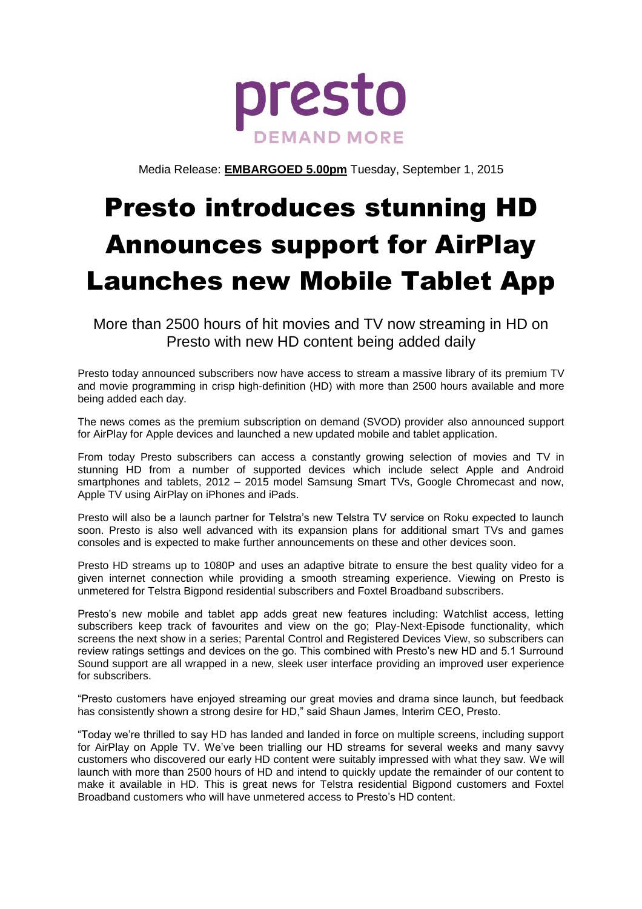presto

DEMAND MORE

Media Release: **EMBARGOED 5.00pm** Tuesday, September 1, 2015

# Presto introduces stunning HD Announces support for AirPlay Launches new Mobile Tablet App

## More than 2500 hours of hit movies and TV now streaming in HD on Presto with new HD content being added daily

Presto today announced subscribers now have access to stream a massive library of its premium TV and movie programming in crisp high-definition (HD) with more than 2500 hours available and more being added each day.

The news comes as the premium subscription on demand (SVOD) provider also announced support for AirPlay for Apple devices and launched a new updated mobile and tablet application.

From today Presto subscribers can access a constantly growing selection of movies and TV in stunning HD from a number of supported devices which include select Apple and Android smartphones and tablets, 2012 – 2015 model Samsung Smart TVs, Google Chromecast and now, Apple TV using AirPlay on iPhones and iPads.

Presto will also be a launch partner for Telstra's new Telstra TV service on Roku expected to launch soon. Presto is also well advanced with its expansion plans for additional smart TVs and games consoles and is expected to make further announcements on these and other devices soon.

Presto HD streams up to 1080P and uses an adaptive bitrate to ensure the best quality video for a given internet connection while providing a smooth streaming experience. Viewing on Presto is unmetered for Telstra Bigpond residential subscribers and Foxtel Broadband subscribers.

Presto's new mobile and tablet app adds great new features including: Watchlist access, letting subscribers keep track of favourites and view on the go; Play-Next-Episode functionality, which screens the next show in a series; Parental Control and Registered Devices View, so subscribers can review ratings settings and devices on the go. This combined with Presto's new HD and 5.1 Surround Sound support are all wrapped in a new, sleek user interface providing an improved user experience for subscribers.

"Presto customers have enjoyed streaming our great movies and drama since launch, but feedback has consistently shown a strong desire for HD," said Shaun James, Interim CEO, Presto.

"Today we're thrilled to say HD has landed and landed in force on multiple screens, including support for AirPlay on Apple TV. We've been trialling our HD streams for several weeks and many savvy customers who discovered our early HD content were suitably impressed with what they saw. We will launch with more than 2500 hours of HD and intend to quickly update the remainder of our content to make it available in HD. This is great news for Telstra residential Bigpond customers and Foxtel Broadband customers who will have unmetered access to Presto's HD content.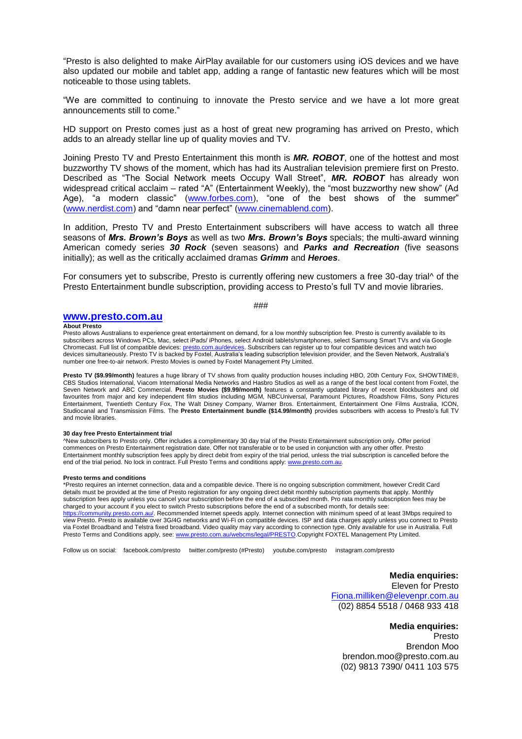"Presto is also delighted to make AirPlay available for our customers using iOS devices and we have also updated our mobile and tablet app, adding a range of fantastic new features which will be most noticeable to those using tablets.

"We are committed to continuing to innovate the Presto service and we have a lot more great announcements still to come."

HD support on Presto comes just as a host of great new programing has arrived on Presto, which adds to an already stellar line up of quality movies and TV.

Joining Presto TV and Presto Entertainment this month is ***MR. ROBOT***, one of the hottest and most buzzworthy TV shows of the moment, which has had its Australian television premiere first on Presto. Described as "The Social Network meets Occupy Wall Street", ***MR. ROBOT*** has already won widespread critical acclaim – rated "A" (Entertainment Weekly), the "most buzzworthy new show" (Ad Age), "a modern classic" (www.forbes.com), "one of the best shows of the summer" (www.nerdist.com) and "damn near perfect" (www.cinemablend.com).

In addition, Presto TV and Presto Entertainment subscribers will have access to watch all three seasons of ***Mrs. Brown's Boys*** as well as two ***Mrs. Brown's Boys*** specials; the multi-award winning American comedy series ***30 Rock*** (seven seasons) and ***Parks and Recreation*** (five seasons initially); as well as the critically acclaimed dramas ***Grimm*** and ***Heroes***.

For consumers yet to subscribe, Presto is currently offering new customers a free 30-day trial^ of the Presto Entertainment bundle subscription, providing access to Presto's full TV and movie libraries.

###

**www.presto.com.au**

**About Presto**

Presto allows Australians to experience great entertainment on demand, for a low monthly subscription fee. Presto is currently available to its subscribers across Windows PCs, Mac, select iPads/ iPhones, select Android tablets/smartphones, select Samsung Smart TVs and via Google Chromecast. Full list of compatible devices: presto.com.au/devices. Subscribers can register up to four compatible devices and watch two devices simultaneously. Presto TV is backed by Foxtel, Australia's leading subscription television provider, and the Seven Network, Australia's number one free-to-air network. Presto Movies is owned by Foxtel Management Pty Limited.

**Presto TV ($9.99/month)** features a huge library of TV shows from quality production houses including HBO, 20th Century Fox, SHOWTIME®, CBS Studios International, Viacom International Media Networks and Hasbro Studios as well as a range of the best local content from Foxtel, the Seven Network and ABC Commercial. **Presto Movies ($9.99/month)** features a constantly updated library of recent blockbusters and old favourites from major and key independent film studios including MGM, NBCUniversal, Paramount Pictures, Roadshow Films, Sony Pictures Entertainment, Twentieth Century Fox, The Walt Disney Company, Warner Bros. Entertainment, Entertainment One Films Australia, ICON, Studiocanal and Transmission Films. The **Presto Entertainment bundle ($14.99/month)** provides subscribers with access to Presto's full TV and movie libraries.

**30 day free Presto Entertainment trial**

^New subscribers to Presto only. Offer includes a complimentary 30 day trial of the Presto Entertainment subscription only. Offer period commences on Presto Entertainment registration date. Offer not transferable or to be used in conjunction with any other offer. Presto Entertainment monthly subscription fees apply by direct debit from expiry of the trial period, unless the trial subscription is cancelled before the end of the trial period. No lock in contract. Full Presto Terms and conditions apply: www.presto.com.au.

**Presto terms and conditions**

*Presto requires an internet connection, data and a compatible device. There is no ongoing subscription commitment, however Credit Card details must be provided at the time of Presto registration for any ongoing direct debit monthly subscription payments that apply. Monthly subscription fees apply unless you cancel your subscription before the end of a subscribed month. Pro rata monthly subscription fees may be charged to your account if you elect to switch Presto subscriptions before the end of a subscribed month, for details see: https://community.presto.com.au/. Recommended Internet speeds apply. Internet connection with minimum speed of at least 3Mbps required to view Presto. Presto is available over 3G/4G networks and Wi-Fi on compatible devices. ISP and data charges apply unless you connect to Presto via Foxtel Broadband and Telstra fixed broadband. Video quality may vary according to connection type. Only available for use in Australia. Full Presto Terms and Conditions apply, see: www.presto.com.au/webcms/legal/PRESTO.Copyright FOXTEL Management Pty Limited.

Follow us on social: facebook.com/presto twitter.com/presto (#Presto) youtube.com/presto instagram.com/presto

**Media enquiries:**
Eleven for Presto
Fiona.milliken@elevenpr.com.au
(02) 8854 5518 / 0468 933 418

**Media enquiries:**
Presto
Brendon Moo
brendon.moo@presto.com.au
(02) 9813 7390/ 0411 103 575